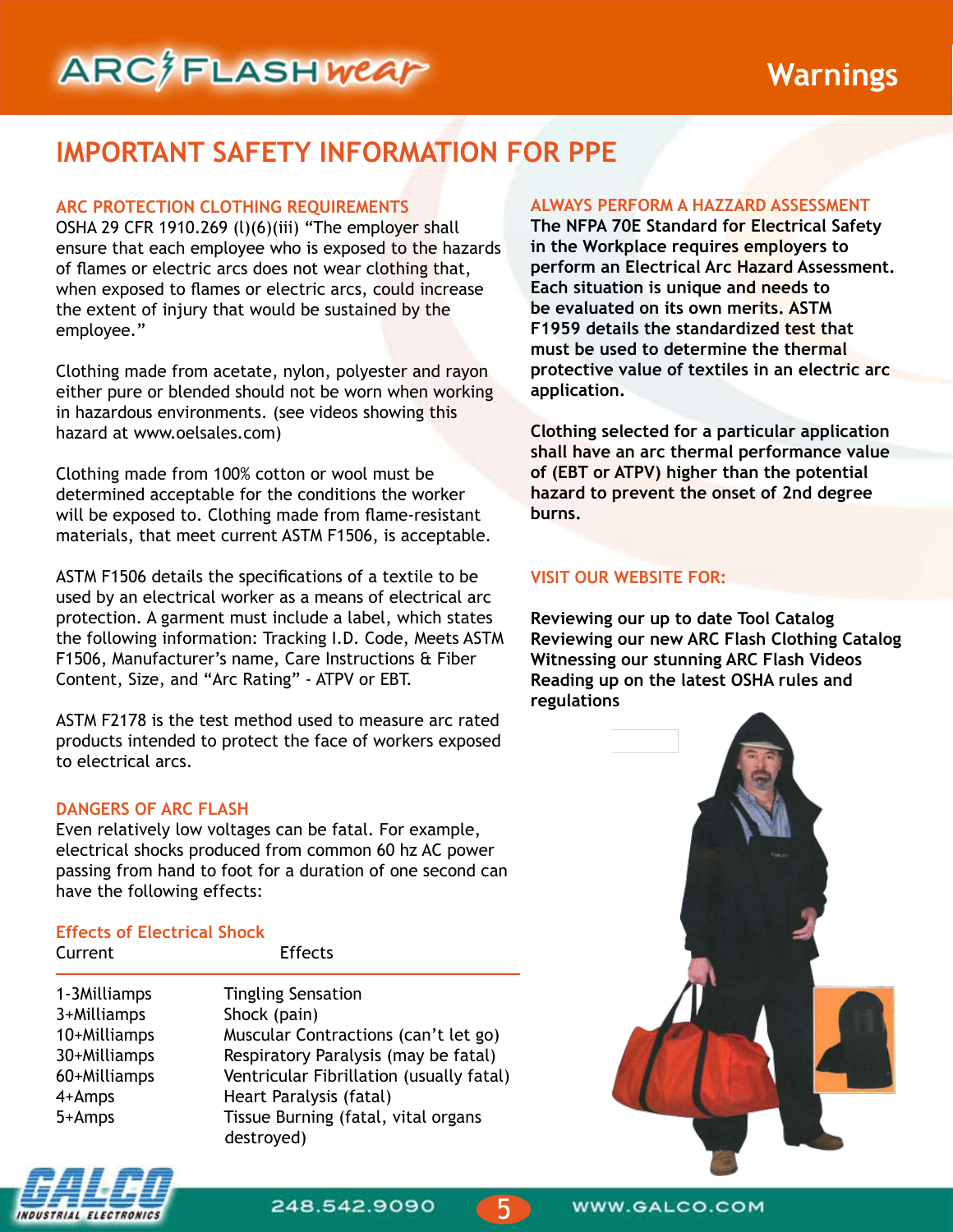# IMPORTANT SAFETY INFORMATION FOR PPE

## ARC PROTECTION CLOTHING REQUIREMENTS

OSHA 29 CFR 1910.269 (l)(6)(iii) "The employer shall ensure that each employee who is exposed to the hazards of flames or electric arcs does not wear clothing that, when exposed to flames or electric arcs, could increase the extent of injury that would be sustained by the employee."

Clothing made from acetate, nylon, polyester and rayon either pure or blended should not be worn when working in hazardous environments. (see videos showing this hazard at www.oelsales.com)

Clothing made from 100% cotton or wool must be determined acceptable for the conditions the worker will be exposed to. Clothing made from flame-resistant materials, that meet current ASTM F1506, is acceptable.

ASTM F1506 details the specifications of a textile to be used by an electrical worker as a means of electrical arc protection. A garment must include a label, which states the following information: Tracking I.D. Code, Meets ASTM F1506, Manufacturer's name, Care Instructions & Fiber Content, Size, and "Arc Rating" - ATPV or EBT.

ASTM F2178 is the test method used to measure arc rated products intended to protect the face of workers exposed to electrical arcs.

## DANGERS OF ARC FLASH

Even relatively low voltages can be fatal. For example, electrical shocks produced from common 60 hz AC power passing from hand to foot for a duration of one second can have the following effects:

### Effects of Electrical Shock

| Current | Effects |
|---|---|
| 1-3Milliamps | Tingling Sensation |
| 3+Milliamps | Shock (pain) |
| 10+Milliamps | Muscular Contractions (can't let go) |
| 30+Milliamps | Respiratory Paralysis (may be fatal) |
| 60+Milliamps | Ventricular Fibrillation (usually fatal) |
| 4+Amps | Heart Paralysis (fatal) |
| 5+Amps | Tissue Burning (fatal, vital organs destroyed) |

## ALWAYS PERFORM A HAZZARD ASSESSMENT

**The NFPA 70E Standard for Electrical Safety in the Workplace requires employers to perform an Electrical Arc Hazard Assessment. Each situation is unique and needs to be evaluated on its own merits. ASTM F1959 details the standardized test that must be used to determine the thermal protective value of textiles in an electric arc application.**

**Clothing selected for a particular application shall have an arc thermal performance value of (EBT or ATPV) higher than the potential hazard to prevent the onset of 2nd degree burns.**

## VISIT OUR WEBSITE FOR:

**Reviewing our up to date Tool Catalog**
**Reviewing our new ARC Flash Clothing Catalog**
**Witnessing our stunning ARC Flash Videos**
**Reading up on the latest OSHA rules and regulations**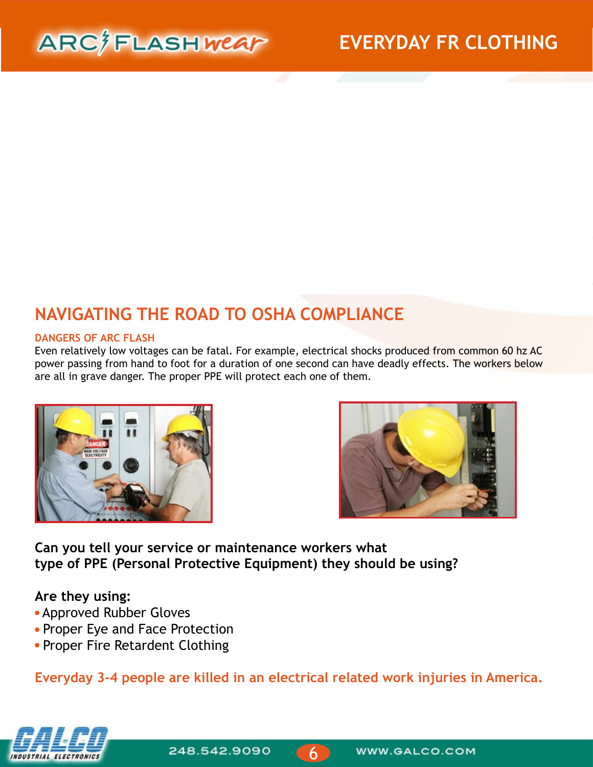# NAVIGATING THE ROAD TO OSHA COMPLIANCE

### DANGERS OF ARC FLASH

Even relatively low voltages can be fatal. For example, electrical shocks produced from common 60 hz AC power passing from hand to foot for a duration of one second can have deadly effects. The workers below are all in grave danger. The proper PPE will protect each one of them.

**Can you tell your service or maintenance workers what type of PPE (Personal Protective Equipment) they should be using?**

**Are they using:**

- Approved Rubber Gloves
- Proper Eye and Face Protection
- Proper Fire Retardent Clothing

**Everyday 3-4 people are killed in an electrical related work injuries in America.**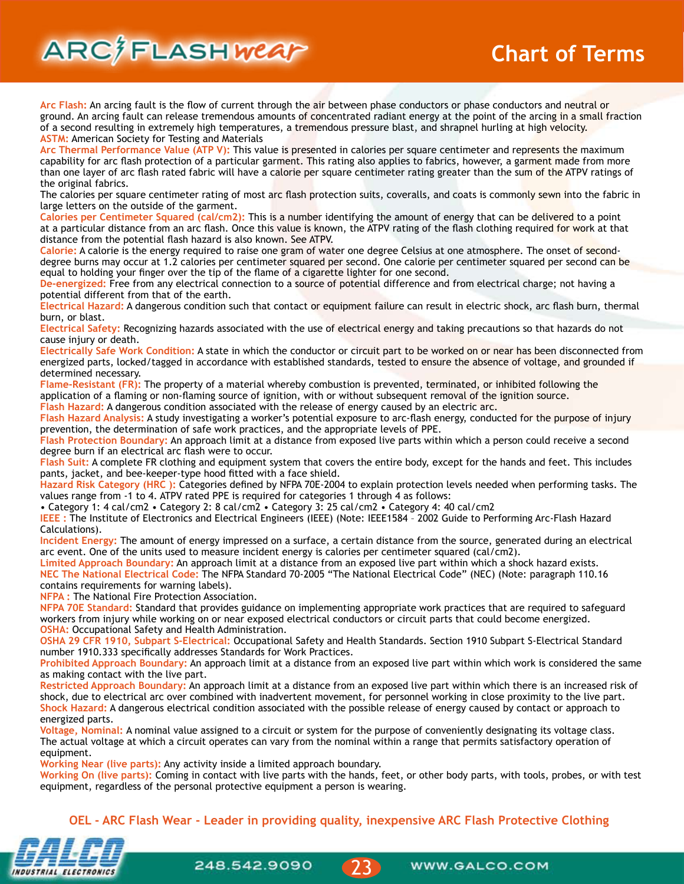# Chart of Terms

**Arc Flash:** An arcing fault is the flow of current through the air between phase conductors or phase conductors and neutral or ground. An arcing fault can release tremendous amounts of concentrated radiant energy at the point of the arcing in a small fraction of a second resulting in extremely high temperatures, a tremendous pressure blast, and shrapnel hurling at high velocity.

**ASTM:** American Society for Testing and Materials

**Arc Thermal Performance Value (ATP V):** This value is presented in calories per square centimeter and represents the maximum capability for arc flash protection of a particular garment. This rating also applies to fabrics, however, a garment made from more than one layer of arc flash rated fabric will have a calorie per square centimeter rating greater than the sum of the ATPV ratings of the original fabrics.

The calories per square centimeter rating of most arc flash protection suits, coveralls, and coats is commonly sewn into the fabric in large letters on the outside of the garment.

**Calories per Centimeter Squared (cal/cm2):** This is a number identifying the amount of energy that can be delivered to a point at a particular distance from an arc flash. Once this value is known, the ATPV rating of the flash clothing required for work at that distance from the potential flash hazard is also known. See ATPV.

**Calorie:** A calorie is the energy required to raise one gram of water one degree Celsius at one atmosphere. The onset of second-degree burns may occur at 1.2 calories per centimeter squared per second. One calorie per centimeter squared per second can be equal to holding your finger over the tip of the flame of a cigarette lighter for one second.

**De-energized:** Free from any electrical connection to a source of potential difference and from electrical charge; not having a potential different from that of the earth.

**Electrical Hazard:** A dangerous condition such that contact or equipment failure can result in electric shock, arc flash burn, thermal burn, or blast.

**Electrical Safety:** Recognizing hazards associated with the use of electrical energy and taking precautions so that hazards do not cause injury or death.

**Electrically Safe Work Condition:** A state in which the conductor or circuit part to be worked on or near has been disconnected from energized parts, locked/tagged in accordance with established standards, tested to ensure the absence of voltage, and grounded if determined necessary.

**Flame-Resistant (FR):** The property of a material whereby combustion is prevented, terminated, or inhibited following the application of a flaming or non-flaming source of ignition, with or without subsequent removal of the ignition source.

**Flash Hazard:** A dangerous condition associated with the release of energy caused by an electric arc.

**Flash Hazard Analysis:** A study investigating a worker's potential exposure to arc-flash energy, conducted for the purpose of injury prevention, the determination of safe work practices, and the appropriate levels of PPE.

**Flash Protection Boundary:** An approach limit at a distance from exposed live parts within which a person could receive a second degree burn if an electrical arc flash were to occur.

**Flash Suit:** A complete FR clothing and equipment system that covers the entire body, except for the hands and feet. This includes pants, jacket, and bee-keeper-type hood fitted with a face shield.

**Hazard Risk Category (HRC ):** Categories defined by NFPA 70E-2004 to explain protection levels needed when performing tasks. The values range from -1 to 4. ATPV rated PPE is required for categories 1 through 4 as follows:
• Category 1: 4 cal/cm2 • Category 2: 8 cal/cm2 • Category 3: 25 cal/cm2 • Category 4: 40 cal/cm2

**IEEE :** The Institute of Electronics and Electrical Engineers (IEEE) (Note: IEEE1584 – 2002 Guide to Performing Arc-Flash Hazard Calculations).

**Incident Energy:** The amount of energy impressed on a surface, a certain distance from the source, generated during an electrical arc event. One of the units used to measure incident energy is calories per centimeter squared (cal/cm2).

**Limited Approach Boundary:** An approach limit at a distance from an exposed live part within which a shock hazard exists.

**NEC The National Electrical Code:** The NFPA Standard 70-2005 "The National Electrical Code" (NEC) (Note: paragraph 110.16 contains requirements for warning labels).

**NFPA :** The National Fire Protection Association.

**NFPA 70E Standard:** Standard that provides guidance on implementing appropriate work practices that are required to safeguard workers from injury while working on or near exposed electrical conductors or circuit parts that could become energized.

**OSHA:** Occupational Safety and Health Administration.

**OSHA 29 CFR 1910, Subpart S-Electrical:** Occupational Safety and Health Standards. Section 1910 Subpart S-Electrical Standard number 1910.333 specifically addresses Standards for Work Practices.

**Prohibited Approach Boundary:** An approach limit at a distance from an exposed live part within which work is considered the same as making contact with the live part.

**Restricted Approach Boundary:** An approach limit at a distance from an exposed live part within which there is an increased risk of shock, due to electrical arc over combined with inadvertent movement, for personnel working in close proximity to the live part.

**Shock Hazard:** A dangerous electrical condition associated with the possible release of energy caused by contact or approach to energized parts.

**Voltage, Nominal:** A nominal value assigned to a circuit or system for the purpose of conveniently designating its voltage class. The actual voltage at which a circuit operates can vary from the nominal within a range that permits satisfactory operation of equipment.

**Working Near (live parts):** Any activity inside a limited approach boundary.

**Working On (live parts):** Coming in contact with live parts with the hands, feet, or other body parts, with tools, probes, or with test equipment, regardless of the personal protective equipment a person is wearing.

**OEL - ARC Flash Wear - Leader in providing quality, inexpensive ARC Flash Protective Clothing**

248.542.9090 WWW.GALCO.COM